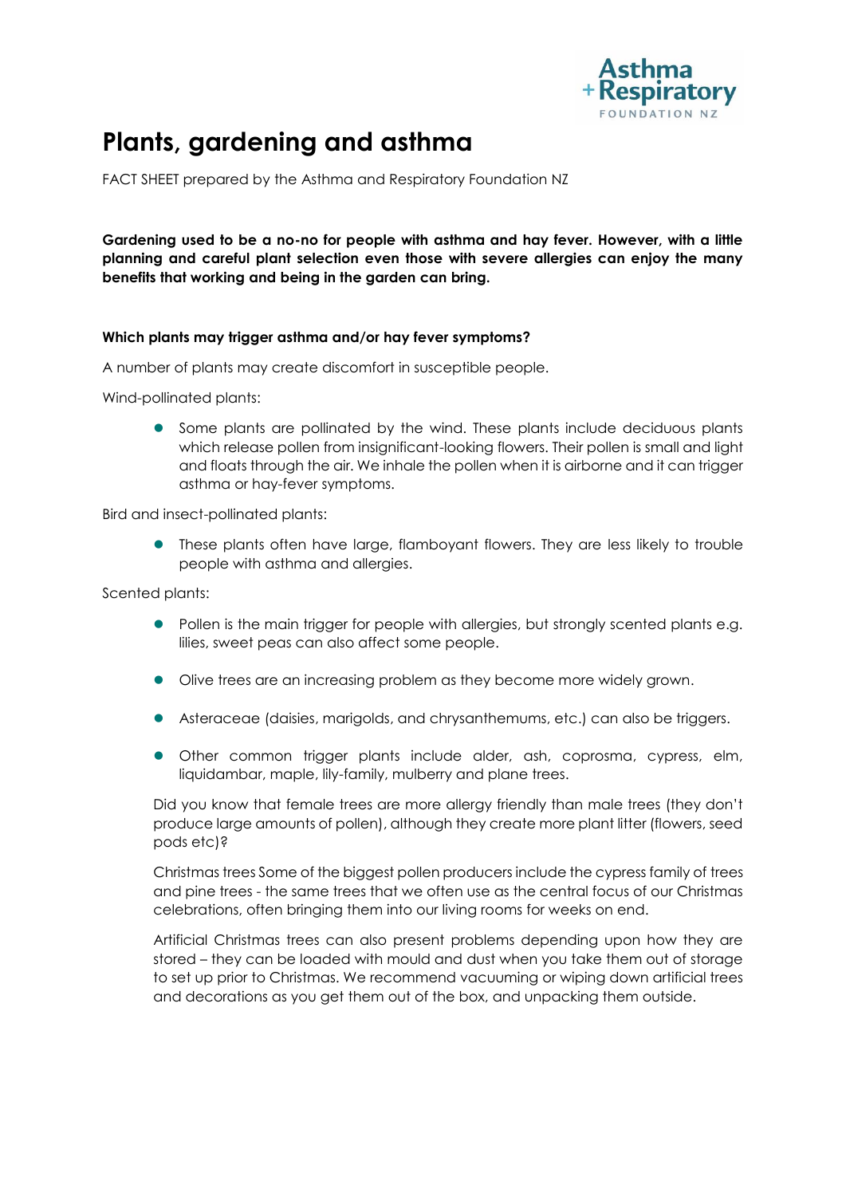# Plants, gardening and asthma

FACT SHEET prepared by the Asthma and Respiratory Foundation NZ

**Gardening used to be a no-no for people with asthma and hay fever. However, with a little planning and careful plant selection even those with severe allergies can enjoy the many benefits that working and being in the garden can bring.**

**Which plants may trigger asthma and/or hay fever symptoms?**

A number of plants may create discomfort in susceptible people.

Wind-pollinated plants:

- Some plants are pollinated by the wind. These plants include deciduous plants which release pollen from insignificant-looking flowers. Their pollen is small and light and floats through the air. We inhale the pollen when it is airborne and it can trigger asthma or hay-fever symptoms.

Bird and insect-pollinated plants:

- These plants often have large, flamboyant flowers. They are less likely to trouble people with asthma and allergies.

Scented plants:

- Pollen is the main trigger for people with allergies, but strongly scented plants e.g. lilies, sweet peas can also affect some people.
- Olive trees are an increasing problem as they become more widely grown.
- Asteraceae (daisies, marigolds, and chrysanthemums, etc.) can also be triggers.
- Other common trigger plants include alder, ash, coprosma, cypress, elm, liquidambar, maple, lily-family, mulberry and plane trees.

Did you know that female trees are more allergy friendly than male trees (they don't produce large amounts of pollen), although they create more plant litter (flowers, seed pods etc)?

Christmas trees Some of the biggest pollen producers include the cypress family of trees and pine trees - the same trees that we often use as the central focus of our Christmas celebrations, often bringing them into our living rooms for weeks on end.

Artificial Christmas trees can also present problems depending upon how they are stored – they can be loaded with mould and dust when you take them out of storage to set up prior to Christmas. We recommend vacuuming or wiping down artificial trees and decorations as you get them out of the box, and unpacking them outside.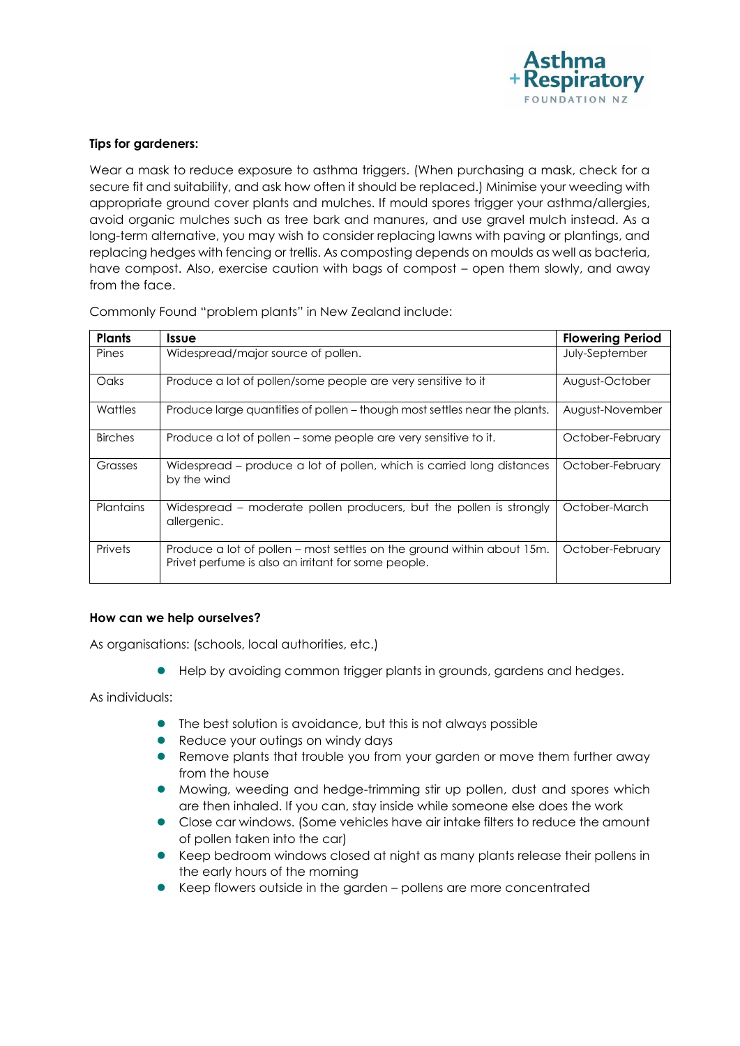**Tips for gardeners:**

Wear a mask to reduce exposure to asthma triggers. (When purchasing a mask, check for a secure fit and suitability, and ask how often it should be replaced.) Minimise your weeding with appropriate ground cover plants and mulches. If mould spores trigger your asthma/allergies, avoid organic mulches such as tree bark and manures, and use gravel mulch instead. As a long-term alternative, you may wish to consider replacing lawns with paving or plantings, and replacing hedges with fencing or trellis. As composting depends on moulds as well as bacteria, have compost. Also, exercise caution with bags of compost – open them slowly, and away from the face.

Commonly Found "problem plants" in New Zealand include:

| Plants | Issue | Flowering Period |
|---|---|---|
| Pines | Widespread/major source of pollen. | July-September |
| Oaks | Produce a lot of pollen/some people are very sensitive to it | August-October |
| Wattles | Produce large quantities of pollen – though most settles near the plants. | August-November |
| Birches | Produce a lot of pollen – some people are very sensitive to it. | October-February |
| Grasses | Widespread – produce a lot of pollen, which is carried long distances by the wind | October-February |
| Plantains | Widespread – moderate pollen producers, but the pollen is strongly allergenic. | October-March |
| Privets | Produce a lot of pollen – most settles on the ground within about 15m. Privet perfume is also an irritant for some people. | October-February |

**How can we help ourselves?**

As organisations: (schools, local authorities, etc.)

- Help by avoiding common trigger plants in grounds, gardens and hedges.

As individuals:

- The best solution is avoidance, but this is not always possible
- Reduce your outings on windy days
- Remove plants that trouble you from your garden or move them further away from the house
- Mowing, weeding and hedge-trimming stir up pollen, dust and spores which are then inhaled. If you can, stay inside while someone else does the work
- Close car windows. (Some vehicles have air intake filters to reduce the amount of pollen taken into the car)
- Keep bedroom windows closed at night as many plants release their pollens in the early hours of the morning
- Keep flowers outside in the garden – pollens are more concentrated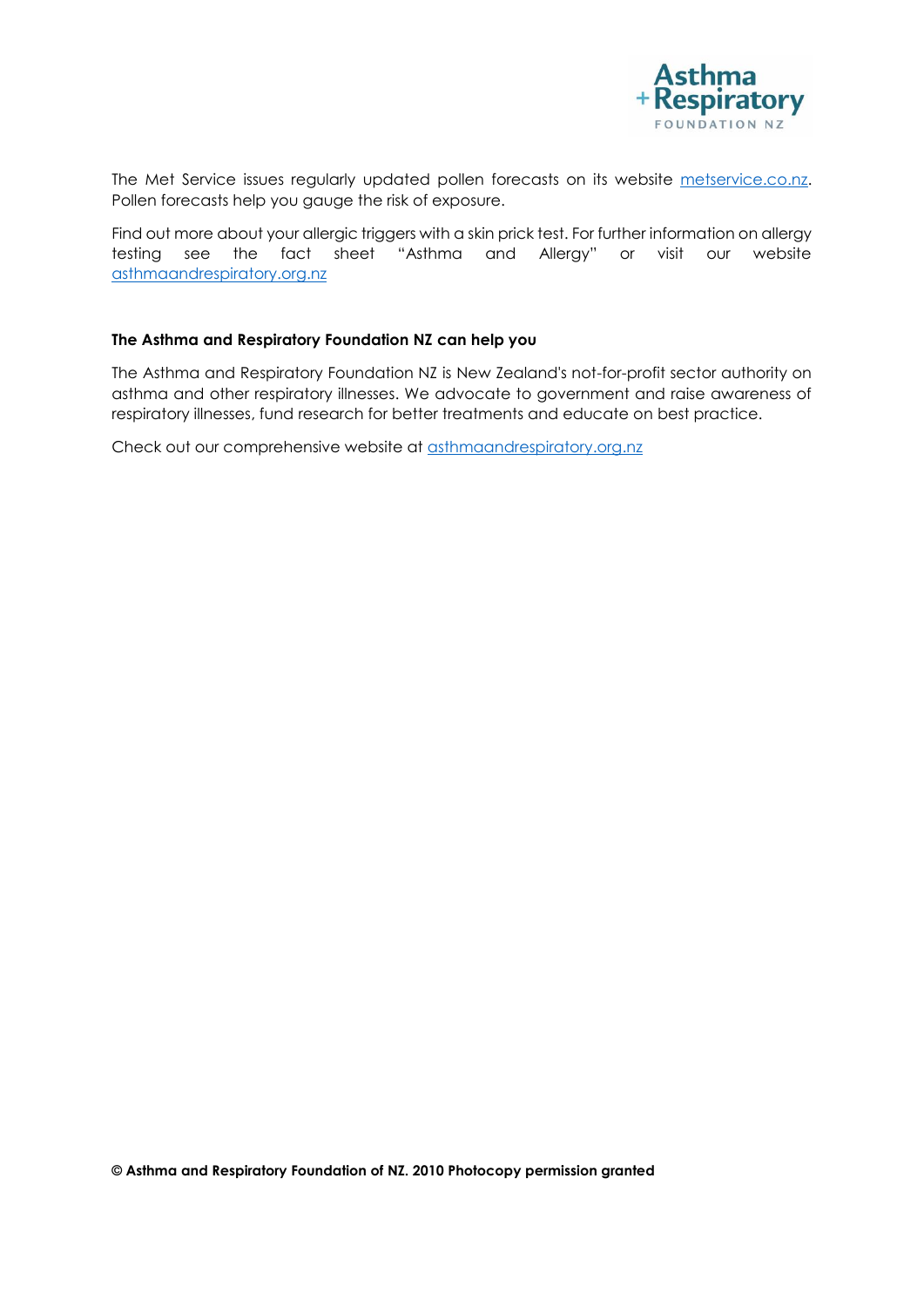The Met Service issues regularly updated pollen forecasts on its website metservice.co.nz. Pollen forecasts help you gauge the risk of exposure.

Find out more about your allergic triggers with a skin prick test. For further information on allergy testing see the fact sheet "Asthma and Allergy" or visit our website asthmaandrespiratory.org.nz

**The Asthma and Respiratory Foundation NZ can help you**

The Asthma and Respiratory Foundation NZ is New Zealand's not-for-profit sector authority on asthma and other respiratory illnesses. We advocate to government and raise awareness of respiratory illnesses, fund research for better treatments and educate on best practice.

Check out our comprehensive website at asthmaandrespiratory.org.nz

**© Asthma and Respiratory Foundation of NZ. 2010 Photocopy permission granted**